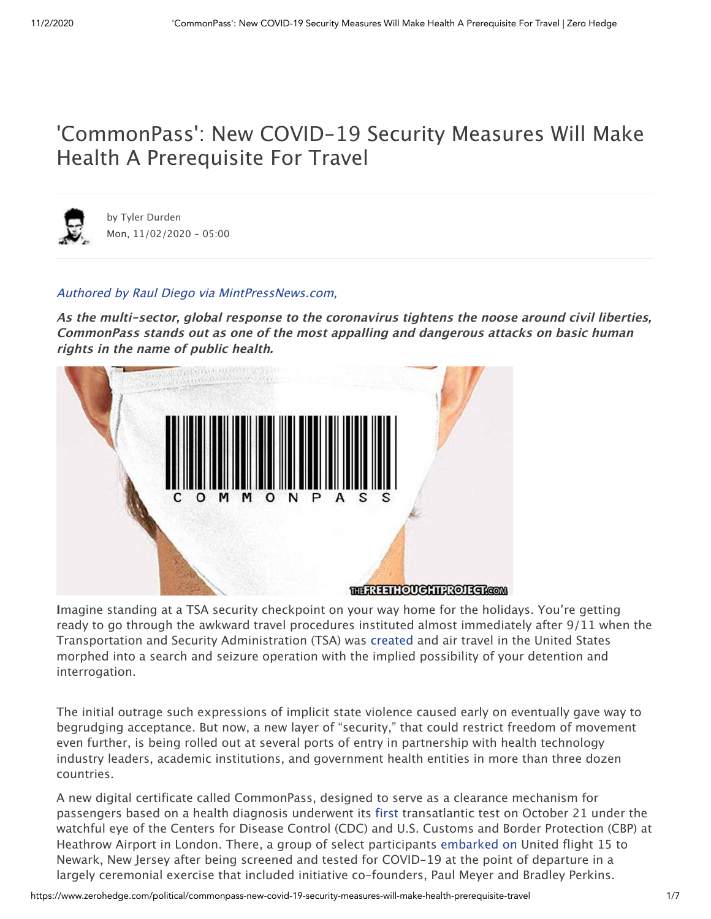# 'CommonPass': New COVID-19 Security Measures Will Make Health A Prerequisite For Travel

by Tyler Durden
Mon, 11/02/2020 - 05:00

*Authored by Raul Diego via MintPressNews.com,*

***As the multi-sector, global response to the coronavirus tightens the noose around civil liberties, CommonPass stands out as one of the most appalling and dangerous attacks on basic human rights in the name of public health.***

Imagine standing at a TSA security checkpoint on your way home for the holidays. You're getting ready to go through the awkward travel procedures instituted almost immediately after 9/11 when the Transportation and Security Administration (TSA) was created and air travel in the United States morphed into a search and seizure operation with the implied possibility of your detention and interrogation.

The initial outrage such expressions of implicit state violence caused early on eventually gave way to begrudging acceptance. But now, a new layer of "security," that could restrict freedom of movement even further, is being rolled out at several ports of entry in partnership with health technology industry leaders, academic institutions, and government health entities in more than three dozen countries.

A new digital certificate called CommonPass, designed to serve as a clearance mechanism for passengers based on a health diagnosis underwent its first transatlantic test on October 21 under the watchful eye of the Centers for Disease Control (CDC) and U.S. Customs and Border Protection (CBP) at Heathrow Airport in London. There, a group of select participants embarked on United flight 15 to Newark, New Jersey after being screened and tested for COVID-19 at the point of departure in a largely ceremonial exercise that included initiative co-founders, Paul Meyer and Bradley Perkins.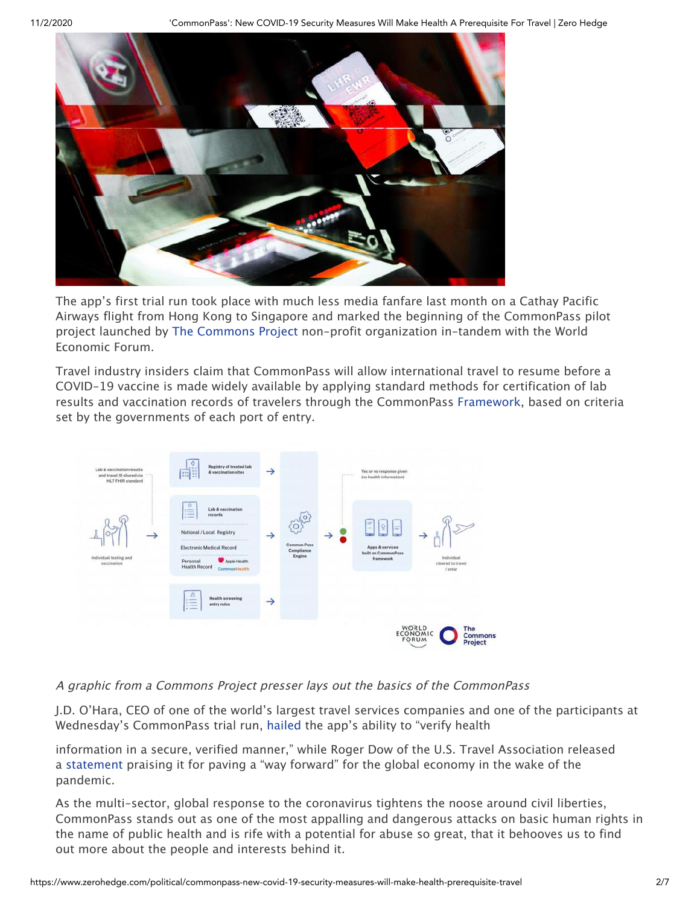The app's first trial run took place with much less media fanfare last month on a Cathay Pacific Airways flight from Hong Kong to Singapore and marked the beginning of the CommonPass pilot project launched by The Commons Project non-profit organization in-tandem with the World Economic Forum.

Travel industry insiders claim that CommonPass will allow international travel to resume before a COVID-19 vaccine is made widely available by applying standard methods for certification of lab results and vaccination records of travelers through the CommonPass Framework, based on criteria set by the governments of each port of entry.

*A graphic from a Commons Project presser lays out the basics of the CommonPass*

J.D. O'Hara, CEO of one of the world's largest travel services companies and one of the participants at Wednesday's CommonPass trial run, hailed the app's ability to "verify health information in a secure, verified manner," while Roger Dow of the U.S. Travel Association released a statement praising it for paving a "way forward" for the global economy in the wake of the pandemic.

As the multi-sector, global response to the coronavirus tightens the noose around civil liberties, CommonPass stands out as one of the most appalling and dangerous attacks on basic human rights in the name of public health and is rife with a potential for abuse so great, that it behooves us to find out more about the people and interests behind it.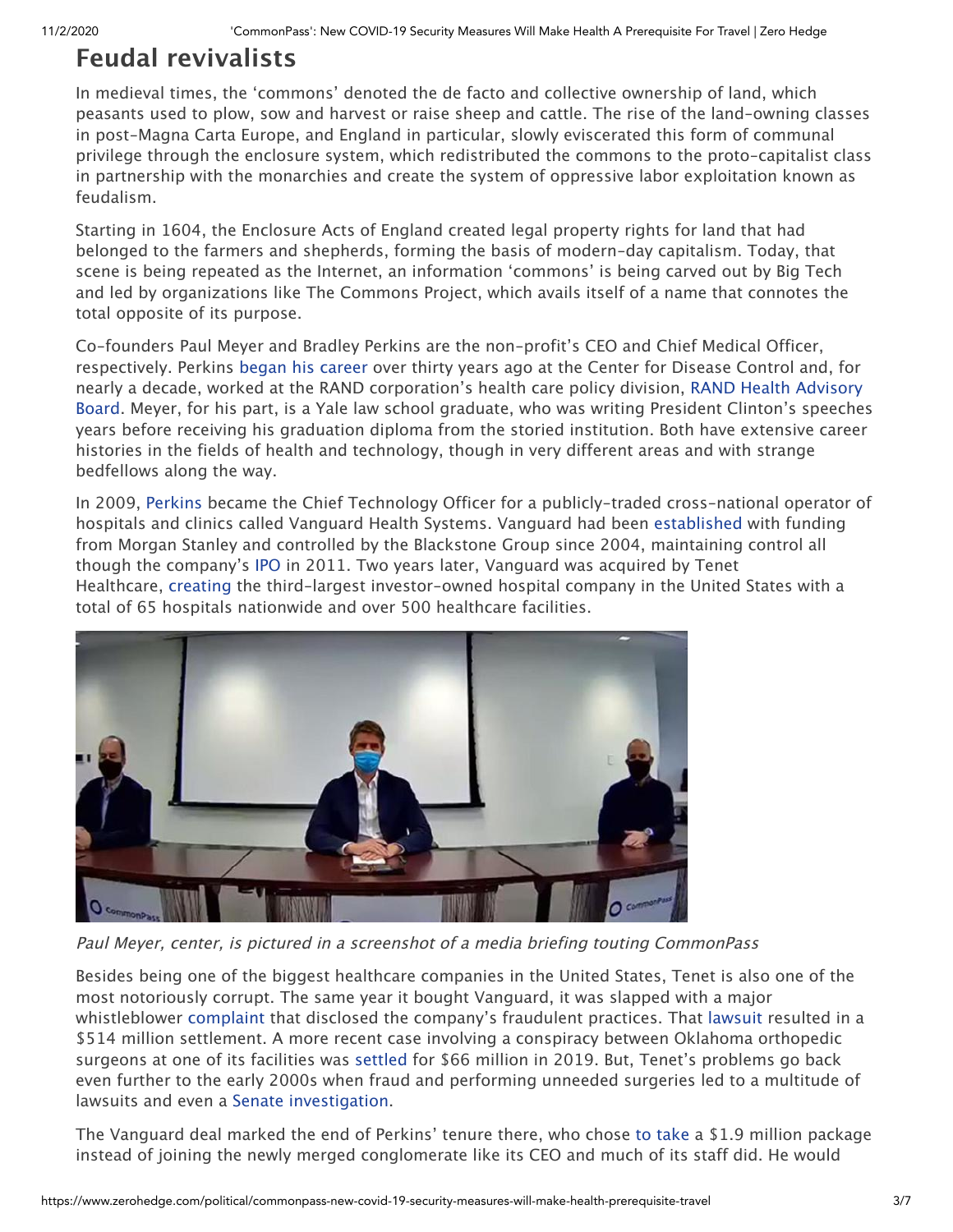## Feudal revivalists

In medieval times, the 'commons' denoted the de facto and collective ownership of land, which peasants used to plow, sow and harvest or raise sheep and cattle. The rise of the land-owning classes in post-Magna Carta Europe, and England in particular, slowly eviscerated this form of communal privilege through the enclosure system, which redistributed the commons to the proto-capitalist class in partnership with the monarchies and create the system of oppressive labor exploitation known as feudalism.

Starting in 1604, the Enclosure Acts of England created legal property rights for land that had belonged to the farmers and shepherds, forming the basis of modern-day capitalism. Today, that scene is being repeated as the Internet, an information 'commons' is being carved out by Big Tech and led by organizations like The Commons Project, which avails itself of a name that connotes the total opposite of its purpose.

Co-founders Paul Meyer and Bradley Perkins are the non-profit's CEO and Chief Medical Officer, respectively. Perkins began his career over thirty years ago at the Center for Disease Control and, for nearly a decade, worked at the RAND corporation's health care policy division, RAND Health Advisory Board. Meyer, for his part, is a Yale law school graduate, who was writing President Clinton's speeches years before receiving his graduation diploma from the storied institution. Both have extensive career histories in the fields of health and technology, though in very different areas and with strange bedfellows along the way.

In 2009, Perkins became the Chief Technology Officer for a publicly-traded cross-national operator of hospitals and clinics called Vanguard Health Systems. Vanguard had been established with funding from Morgan Stanley and controlled by the Blackstone Group since 2004, maintaining control all though the company's IPO in 2011. Two years later, Vanguard was acquired by Tenet Healthcare, creating the third-largest investor-owned hospital company in the United States with a total of 65 hospitals nationwide and over 500 healthcare facilities.

*Paul Meyer, center, is pictured in a screenshot of a media briefing touting CommonPass*

Besides being one of the biggest healthcare companies in the United States, Tenet is also one of the most notoriously corrupt. The same year it bought Vanguard, it was slapped with a major whistleblower complaint that disclosed the company's fraudulent practices. That lawsuit resulted in a $514 million settlement. A more recent case involving a conspiracy between Oklahoma orthopedic surgeons at one of its facilities was settled for $66 million in 2019. But, Tenet's problems go back even further to the early 2000s when fraud and performing unneeded surgeries led to a multitude of lawsuits and even a Senate investigation.

The Vanguard deal marked the end of Perkins' tenure there, who chose to take a $1.9 million package instead of joining the newly merged conglomerate like its CEO and much of its staff did. He would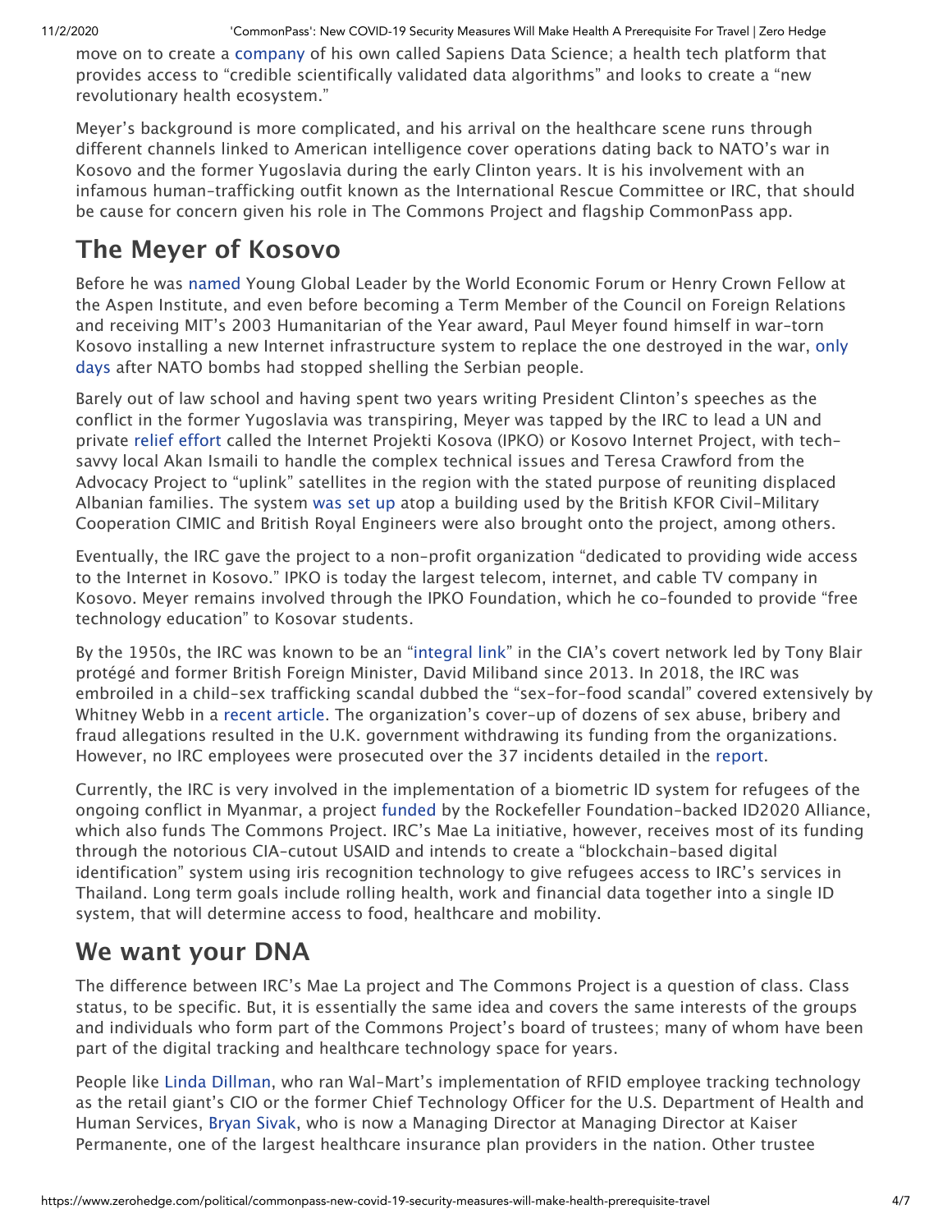move on to create a company of his own called Sapiens Data Science; a health tech platform that provides access to "credible scientifically validated data algorithms" and looks to create a "new revolutionary health ecosystem."

Meyer's background is more complicated, and his arrival on the healthcare scene runs through different channels linked to American intelligence cover operations dating back to NATO's war in Kosovo and the former Yugoslavia during the early Clinton years. It is his involvement with an infamous human-trafficking outfit known as the International Rescue Committee or IRC, that should be cause for concern given his role in The Commons Project and flagship CommonPass app.

## The Meyer of Kosovo

Before he was named Young Global Leader by the World Economic Forum or Henry Crown Fellow at the Aspen Institute, and even before becoming a Term Member of the Council on Foreign Relations and receiving MIT's 2003 Humanitarian of the Year award, Paul Meyer found himself in war-torn Kosovo installing a new Internet infrastructure system to replace the one destroyed in the war, only days after NATO bombs had stopped shelling the Serbian people.

Barely out of law school and having spent two years writing President Clinton's speeches as the conflict in the former Yugoslavia was transpiring, Meyer was tapped by the IRC to lead a UN and private relief effort called the Internet Projekti Kosova (IPKO) or Kosovo Internet Project, with tech-savvy local Akan Ismaili to handle the complex technical issues and Teresa Crawford from the Advocacy Project to "uplink" satellites in the region with the stated purpose of reuniting displaced Albanian families. The system was set up atop a building used by the British KFOR Civil-Military Cooperation CIMIC and British Royal Engineers were also brought onto the project, among others.

Eventually, the IRC gave the project to a non-profit organization "dedicated to providing wide access to the Internet in Kosovo." IPKO is today the largest telecom, internet, and cable TV company in Kosovo. Meyer remains involved through the IPKO Foundation, which he co-founded to provide "free technology education" to Kosovar students.

By the 1950s, the IRC was known to be an "integral link" in the CIA's covert network led by Tony Blair protégé and former British Foreign Minister, David Miliband since 2013. In 2018, the IRC was embroiled in a child-sex trafficking scandal dubbed the "sex-for-food scandal" covered extensively by Whitney Webb in a recent article. The organization's cover-up of dozens of sex abuse, bribery and fraud allegations resulted in the U.K. government withdrawing its funding from the organizations. However, no IRC employees were prosecuted over the 37 incidents detailed in the report.

Currently, the IRC is very involved in the implementation of a biometric ID system for refugees of the ongoing conflict in Myanmar, a project funded by the Rockefeller Foundation-backed ID2020 Alliance, which also funds The Commons Project. IRC's Mae La initiative, however, receives most of its funding through the notorious CIA-cutout USAID and intends to create a "blockchain-based digital identification" system using iris recognition technology to give refugees access to IRC's services in Thailand. Long term goals include rolling health, work and financial data together into a single ID system, that will determine access to food, healthcare and mobility.

## We want your DNA

The difference between IRC's Mae La project and The Commons Project is a question of class. Class status, to be specific. But, it is essentially the same idea and covers the same interests of the groups and individuals who form part of the Commons Project's board of trustees; many of whom have been part of the digital tracking and healthcare technology space for years.

People like Linda Dillman, who ran Wal-Mart's implementation of RFID employee tracking technology as the retail giant's CIO or the former Chief Technology Officer for the U.S. Department of Health and Human Services, Bryan Sivak, who is now a Managing Director at Managing Director at Kaiser Permanente, one of the largest healthcare insurance plan providers in the nation. Other trustee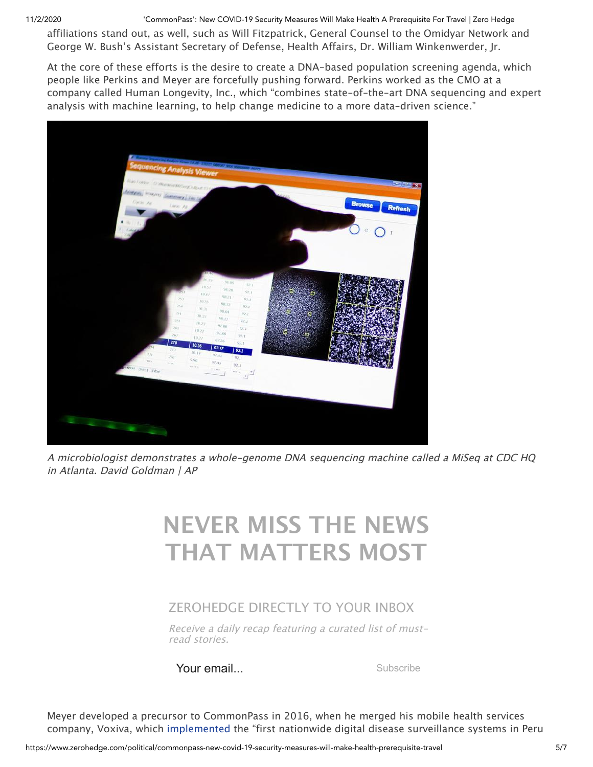affiliations stand out, as well, such as Will Fitzpatrick, General Counsel to the Omidyar Network and George W. Bush's Assistant Secretary of Defense, Health Affairs, Dr. William Winkenwerder, Jr.

At the core of these efforts is the desire to create a DNA-based population screening agenda, which people like Perkins and Meyer are forcefully pushing forward. Perkins worked as the CMO at a company called Human Longevity, Inc., which "combines state-of-the-art DNA sequencing and expert analysis with machine learning, to help change medicine to a more data-driven science."

*A microbiologist demonstrates a whole-genome DNA sequencing machine called a MiSeq at CDC HQ in Atlanta. David Goldman | AP*

## NEVER MISS THE NEWS THAT MATTERS MOST

ZEROHEDGE DIRECTLY TO YOUR INBOX

*Receive a daily recap featuring a curated list of must-read stories.*

Your email... Subscribe

Meyer developed a precursor to CommonPass in 2016, when he merged his mobile health services company, Voxiva, which implemented the "first nationwide digital disease surveillance systems in Peru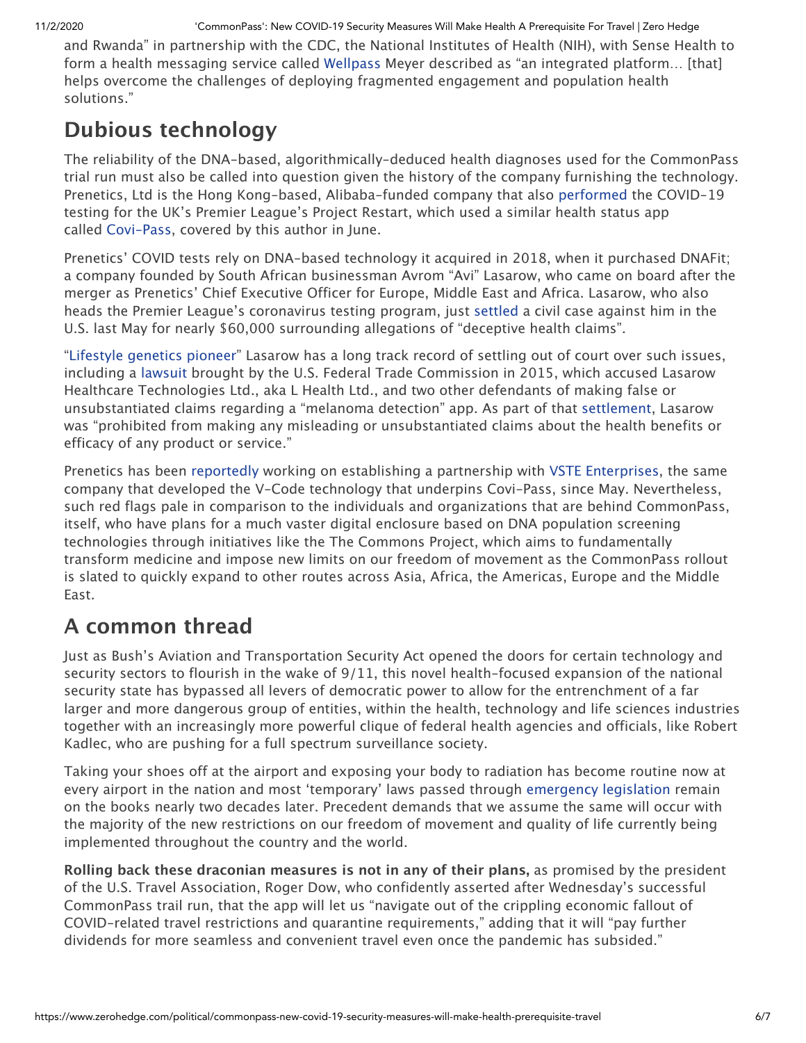and Rwanda" in partnership with the CDC, the National Institutes of Health (NIH), with Sense Health to form a health messaging service called Wellpass Meyer described as "an integrated platform… [that] helps overcome the challenges of deploying fragmented engagement and population health solutions."

## Dubious technology

The reliability of the DNA-based, algorithmically-deduced health diagnoses used for the CommonPass trial run must also be called into question given the history of the company furnishing the technology. Prenetics, Ltd is the Hong Kong-based, Alibaba-funded company that also performed the COVID-19 testing for the UK's Premier League's Project Restart, which used a similar health status app called Covi-Pass, covered by this author in June.

Prenetics' COVID tests rely on DNA-based technology it acquired in 2018, when it purchased DNAFit; a company founded by South African businessman Avrom "Avi" Lasarow, who came on board after the merger as Prenetics' Chief Executive Officer for Europe, Middle East and Africa. Lasarow, who also heads the Premier League's coronavirus testing program, just settled a civil case against him in the U.S. last May for nearly $60,000 surrounding allegations of "deceptive health claims".

"Lifestyle genetics pioneer" Lasarow has a long track record of settling out of court over such issues, including a lawsuit brought by the U.S. Federal Trade Commission in 2015, which accused Lasarow Healthcare Technologies Ltd., aka L Health Ltd., and two other defendants of making false or unsubstantiated claims regarding a "melanoma detection" app. As part of that settlement, Lasarow was "prohibited from making any misleading or unsubstantiated claims about the health benefits or efficacy of any product or service."

Prenetics has been reportedly working on establishing a partnership with VSTE Enterprises, the same company that developed the V-Code technology that underpins Covi-Pass, since May. Nevertheless, such red flags pale in comparison to the individuals and organizations that are behind CommonPass, itself, who have plans for a much vaster digital enclosure based on DNA population screening technologies through initiatives like the The Commons Project, which aims to fundamentally transform medicine and impose new limits on our freedom of movement as the CommonPass rollout is slated to quickly expand to other routes across Asia, Africa, the Americas, Europe and the Middle East.

## A common thread

Just as Bush's Aviation and Transportation Security Act opened the doors for certain technology and security sectors to flourish in the wake of 9/11, this novel health-focused expansion of the national security state has bypassed all levers of democratic power to allow for the entrenchment of a far larger and more dangerous group of entities, within the health, technology and life sciences industries together with an increasingly more powerful clique of federal health agencies and officials, like Robert Kadlec, who are pushing for a full spectrum surveillance society.

Taking your shoes off at the airport and exposing your body to radiation has become routine now at every airport in the nation and most 'temporary' laws passed through emergency legislation remain on the books nearly two decades later. Precedent demands that we assume the same will occur with the majority of the new restrictions on our freedom of movement and quality of life currently being implemented throughout the country and the world.

**Rolling back these draconian measures is not in any of their plans,** as promised by the president of the U.S. Travel Association, Roger Dow, who confidently asserted after Wednesday's successful CommonPass trail run, that the app will let us "navigate out of the crippling economic fallout of COVID-related travel restrictions and quarantine requirements," adding that it will "pay further dividends for more seamless and convenient travel even once the pandemic has subsided."